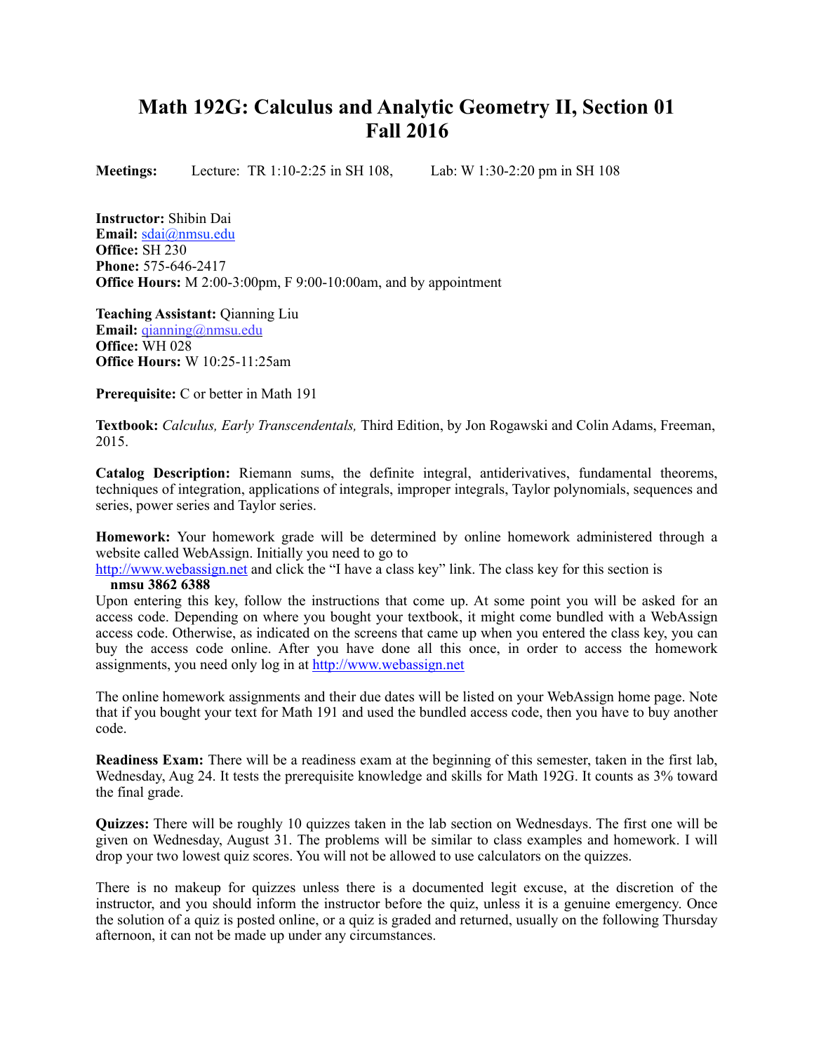# Math 192G: Calculus and Analytic Geometry II, Section 01
# Fall 2016

**Meetings:** Lecture: TR 1:10-2:25 in SH 108, Lab: W 1:30-2:20 pm in SH 108

**Instructor:** Shibin Dai
**Email:** sdai@nmsu.edu
**Office:** SH 230
**Phone:** 575-646-2417
**Office Hours:** M 2:00-3:00pm, F 9:00-10:00am, and by appointment

**Teaching Assistant:** Qianning Liu
**Email:** qianning@nmsu.edu
**Office:** WH 028
**Office Hours:** W 10:25-11:25am

**Prerequisite:** C or better in Math 191

**Textbook:** *Calculus, Early Transcendentals,* Third Edition, by Jon Rogawski and Colin Adams, Freeman, 2015.

**Catalog Description:** Riemann sums, the definite integral, antiderivatives, fundamental theorems, techniques of integration, applications of integrals, improper integrals, Taylor polynomials, sequences and series, power series and Taylor series.

**Homework:** Your homework grade will be determined by online homework administered through a website called WebAssign. Initially you need to go to http://www.webassign.net and click the "I have a class key" link. The class key for this section is

**nmsu 3862 6388**

Upon entering this key, follow the instructions that come up. At some point you will be asked for an access code. Depending on where you bought your textbook, it might come bundled with a WebAssign access code. Otherwise, as indicated on the screens that came up when you entered the class key, you can buy the access code online. After you have done all this once, in order to access the homework assignments, you need only log in at http://www.webassign.net

The online homework assignments and their due dates will be listed on your WebAssign home page. Note that if you bought your text for Math 191 and used the bundled access code, then you have to buy another code.

**Readiness Exam:** There will be a readiness exam at the beginning of this semester, taken in the first lab, Wednesday, Aug 24. It tests the prerequisite knowledge and skills for Math 192G. It counts as 3% toward the final grade.

**Quizzes:** There will be roughly 10 quizzes taken in the lab section on Wednesdays. The first one will be given on Wednesday, August 31. The problems will be similar to class examples and homework. I will drop your two lowest quiz scores. You will not be allowed to use calculators on the quizzes.

There is no makeup for quizzes unless there is a documented legit excuse, at the discretion of the instructor, and you should inform the instructor before the quiz, unless it is a genuine emergency. Once the solution of a quiz is posted online, or a quiz is graded and returned, usually on the following Thursday afternoon, it can not be made up under any circumstances.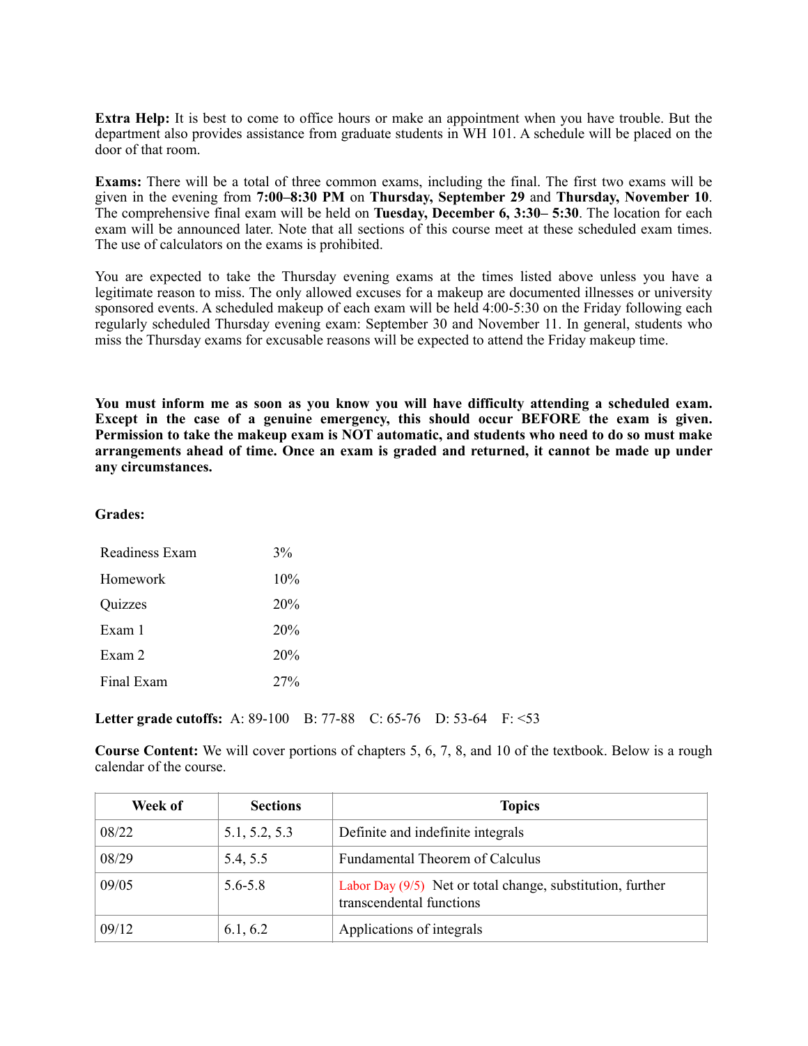**Extra Help:** It is best to come to office hours or make an appointment when you have trouble. But the department also provides assistance from graduate students in WH 101. A schedule will be placed on the door of that room.

**Exams:** There will be a total of three common exams, including the final. The first two exams will be given in the evening from **7:00–8:30 PM** on **Thursday, September 29** and **Thursday, November 10**. The comprehensive final exam will be held on **Tuesday, December 6, 3:30– 5:30**. The location for each exam will be announced later. Note that all sections of this course meet at these scheduled exam times. The use of calculators on the exams is prohibited.

You are expected to take the Thursday evening exams at the times listed above unless you have a legitimate reason to miss. The only allowed excuses for a makeup are documented illnesses or university sponsored events. A scheduled makeup of each exam will be held 4:00-5:30 on the Friday following each regularly scheduled Thursday evening exam: September 30 and November 11. In general, students who miss the Thursday exams for excusable reasons will be expected to attend the Friday makeup time.

**You must inform me as soon as you know you will have difficulty attending a scheduled exam. Except in the case of a genuine emergency, this should occur BEFORE the exam is given. Permission to take the makeup exam is NOT automatic, and students who need to do so must make arrangements ahead of time. Once an exam is graded and returned, it cannot be made up under any circumstances.**

**Grades:**

| | |
|---|---|
| Readiness Exam | 3% |
| Homework | 10% |
| Quizzes | 20% |
| Exam 1 | 20% |
| Exam 2 | 20% |
| Final Exam | 27% |

**Letter grade cutoffs:** A: 89-100 B: 77-88 C: 65-76 D: 53-64 F: <53

**Course Content:** We will cover portions of chapters 5, 6, 7, 8, and 10 of the textbook. Below is a rough calendar of the course.

| Week of | Sections | Topics |
|---|---|---|
| 08/22 | 5.1, 5.2, 5.3 | Definite and indefinite integrals |
| 08/29 | 5.4, 5.5 | Fundamental Theorem of Calculus |
| 09/05 | 5.6-5.8 | Labor Day (9/5) Net or total change, substitution, further transcendental functions |
| 09/12 | 6.1, 6.2 | Applications of integrals |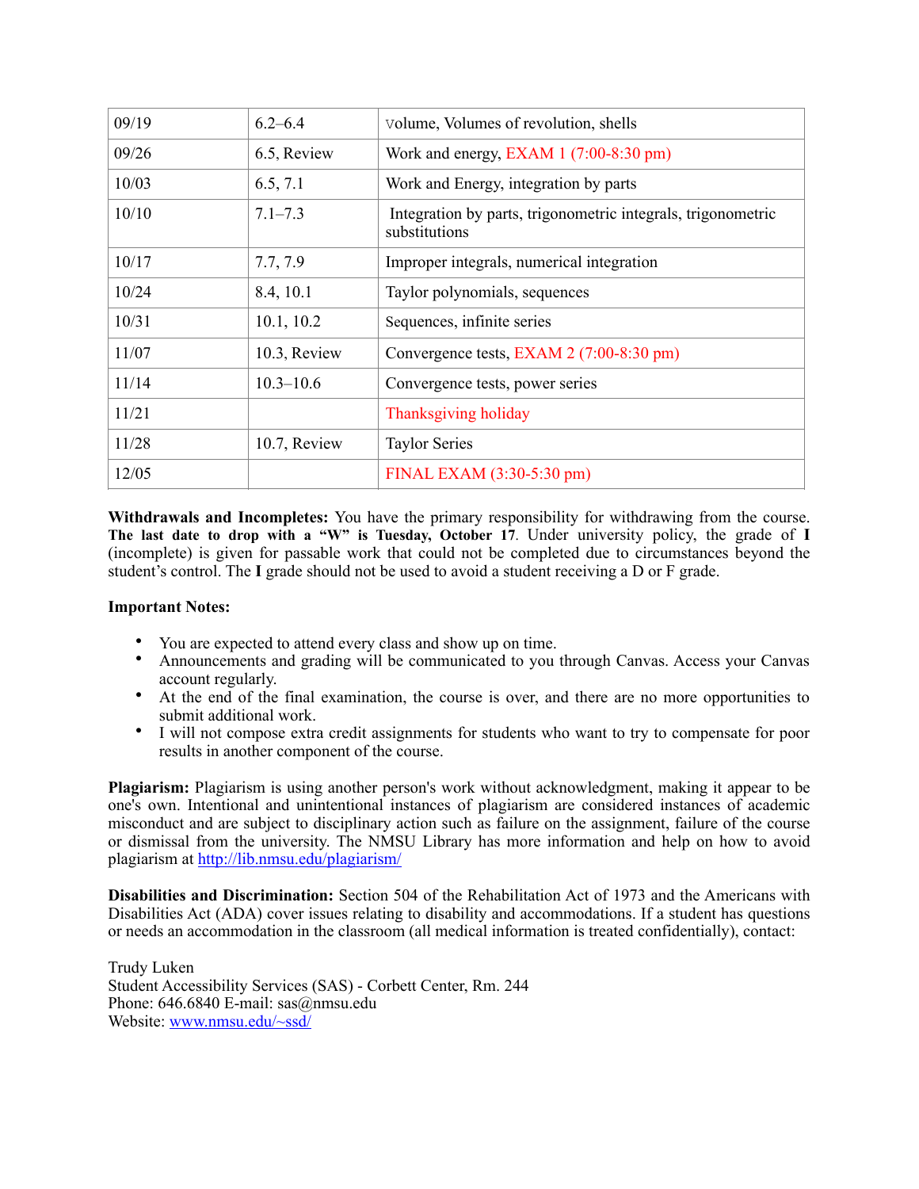| 09/19 | 6.2–6.4 | Volume, Volumes of revolution, shells |
|---|---|---|
| 09/26 | 6.5, Review | Work and energy, EXAM 1 (7:00-8:30 pm) |
| 10/03 | 6.5, 7.1 | Work and Energy, integration by parts |
| 10/10 | 7.1–7.3 | Integration by parts, trigonometric integrals, trigonometric substitutions |
| 10/17 | 7.7, 7.9 | Improper integrals, numerical integration |
| 10/24 | 8.4, 10.1 | Taylor polynomials, sequences |
| 10/31 | 10.1, 10.2 | Sequences, infinite series |
| 11/07 | 10.3, Review | Convergence tests, EXAM 2 (7:00-8:30 pm) |
| 11/14 | 10.3–10.6 | Convergence tests, power series |
| 11/21 | | Thanksgiving holiday |
| 11/28 | 10.7, Review | Taylor Series |
| 12/05 | | FINAL EXAM (3:30-5:30 pm) |

**Withdrawals and Incompletes:** You have the primary responsibility for withdrawing from the course. **The last date to drop with a "W" is Tuesday, October 17**. Under university policy, the grade of **I** (incomplete) is given for passable work that could not be completed due to circumstances beyond the student's control. The **I** grade should not be used to avoid a student receiving a D or F grade.

**Important Notes:**

- You are expected to attend every class and show up on time.
- Announcements and grading will be communicated to you through Canvas. Access your Canvas account regularly.
- At the end of the final examination, the course is over, and there are no more opportunities to submit additional work.
- I will not compose extra credit assignments for students who want to try to compensate for poor results in another component of the course.

**Plagiarism:** Plagiarism is using another person's work without acknowledgment, making it appear to be one's own. Intentional and unintentional instances of plagiarism are considered instances of academic misconduct and are subject to disciplinary action such as failure on the assignment, failure of the course or dismissal from the university. The NMSU Library has more information and help on how to avoid plagiarism at http://lib.nmsu.edu/plagiarism/

**Disabilities and Discrimination:** Section 504 of the Rehabilitation Act of 1973 and the Americans with Disabilities Act (ADA) cover issues relating to disability and accommodations. If a student has questions or needs an accommodation in the classroom (all medical information is treated confidentially), contact:

Trudy Luken
Student Accessibility Services (SAS) - Corbett Center, Rm. 244
Phone: 646.6840 E-mail: sas@nmsu.edu
Website: www.nmsu.edu/~ssd/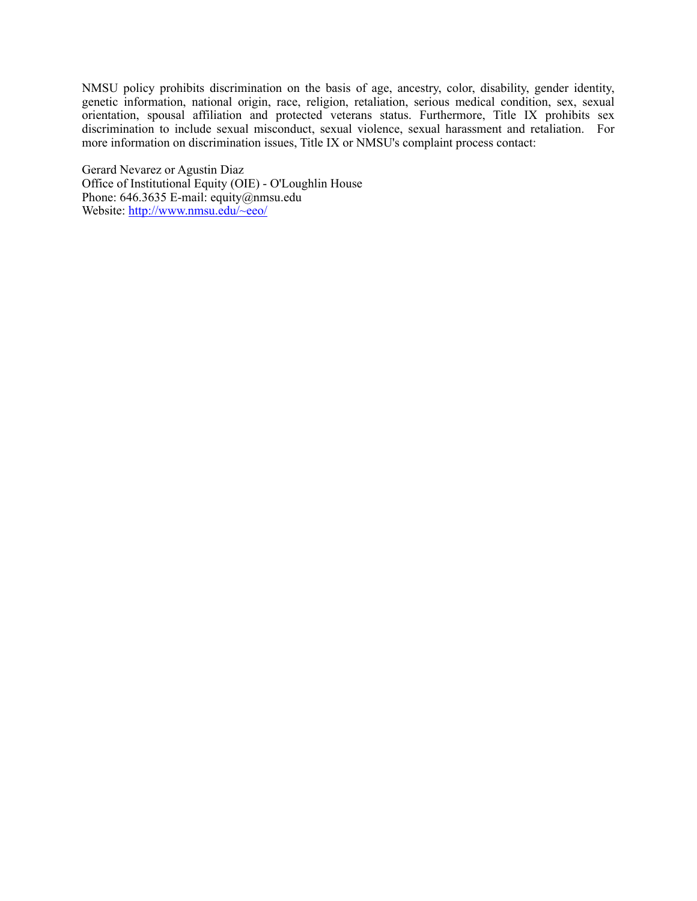NMSU policy prohibits discrimination on the basis of age, ancestry, color, disability, gender identity, genetic information, national origin, race, religion, retaliation, serious medical condition, sex, sexual orientation, spousal affiliation and protected veterans status. Furthermore, Title IX prohibits sex discrimination to include sexual misconduct, sexual violence, sexual harassment and retaliation. For more information on discrimination issues, Title IX or NMSU's complaint process contact:

Gerard Nevarez or Agustin Diaz
Office of Institutional Equity (OIE) - O'Loughlin House
Phone: 646.3635 E-mail: equity@nmsu.edu
Website: [http://www.nmsu.edu/~eeo/](http://www.nmsu.edu/~eeo/)